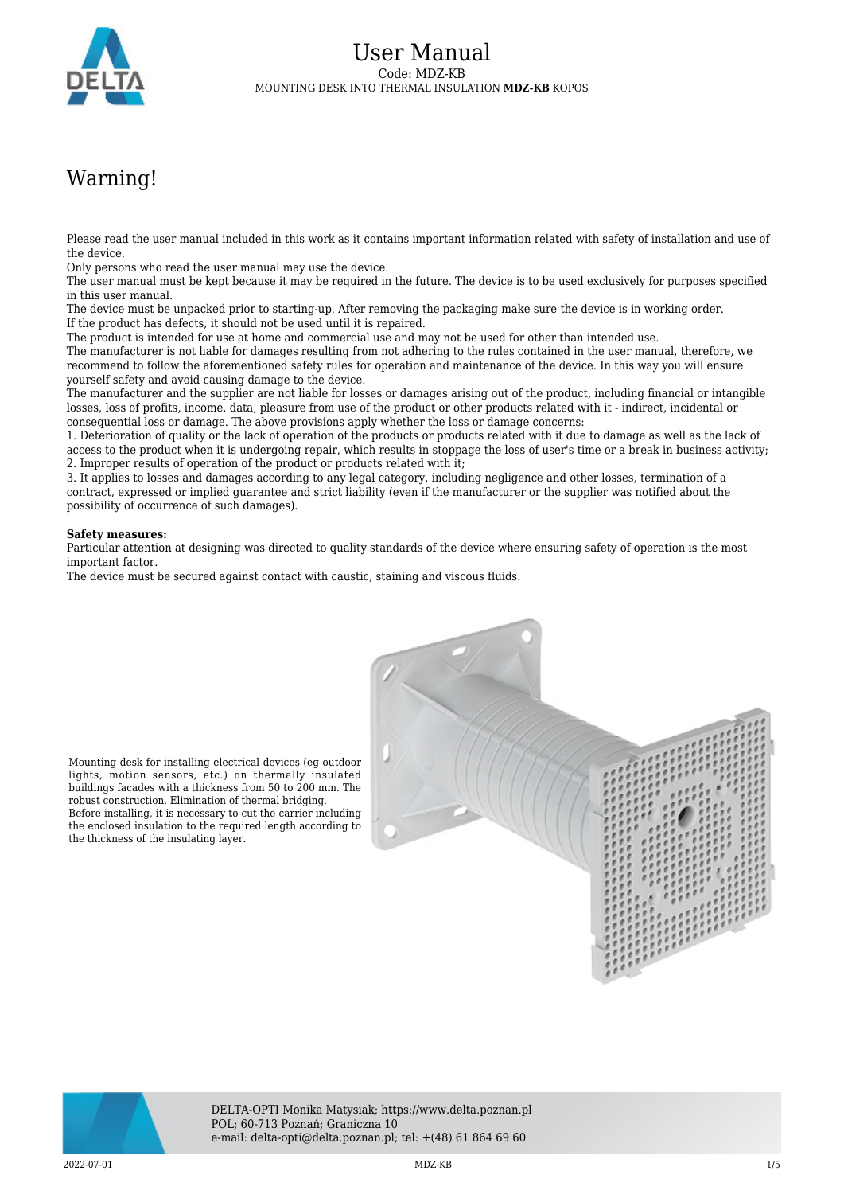# User Manual

Code: MDZ-KB

MOUNTING DESK INTO THERMAL INSULATION **MDZ-KB** KOPOS

## Warning!

Please read the user manual included in this work as it contains important information related with safety of installation and use of the device.

Only persons who read the user manual may use the device.

The user manual must be kept because it may be required in the future. The device is to be used exclusively for purposes specified in this user manual.

The device must be unpacked prior to starting-up. After removing the packaging make sure the device is in working order.

If the product has defects, it should not be used until it is repaired.

The product is intended for use at home and commercial use and may not be used for other than intended use.

The manufacturer is not liable for damages resulting from not adhering to the rules contained in the user manual, therefore, we recommend to follow the aforementioned safety rules for operation and maintenance of the device. In this way you will ensure yourself safety and avoid causing damage to the device.

The manufacturer and the supplier are not liable for losses or damages arising out of the product, including financial or intangible losses, loss of profits, income, data, pleasure from use of the product or other products related with it - indirect, incidental or consequential loss or damage. The above provisions apply whether the loss or damage concerns:

1. Deterioration of quality or the lack of operation of the products or products related with it due to damage as well as the lack of access to the product when it is undergoing repair, which results in stoppage the loss of user's time or a break in business activity;
2. Improper results of operation of the product or products related with it;
3. It applies to losses and damages according to any legal category, including negligence and other losses, termination of a contract, expressed or implied guarantee and strict liability (even if the manufacturer or the supplier was notified about the possibility of occurrence of such damages).

**Safety measures:**

Particular attention at designing was directed to quality standards of the device where ensuring safety of operation is the most important factor.

The device must be secured against contact with caustic, staining and viscous fluids.

Mounting desk for installing electrical devices (eg outdoor lights, motion sensors, etc.) on thermally insulated buildings facades with a thickness from 50 to 200 mm. The robust construction. Elimination of thermal bridging.

Before installing, it is necessary to cut the carrier including the enclosed insulation to the required length according to the thickness of the insulating layer.

DELTA-OPTI Monika Matysiak; https://www.delta.poznan.pl
POL; 60-713 Poznań; Graniczna 10
e-mail: delta-opti@delta.poznan.pl; tel: +(48) 61 864 69 60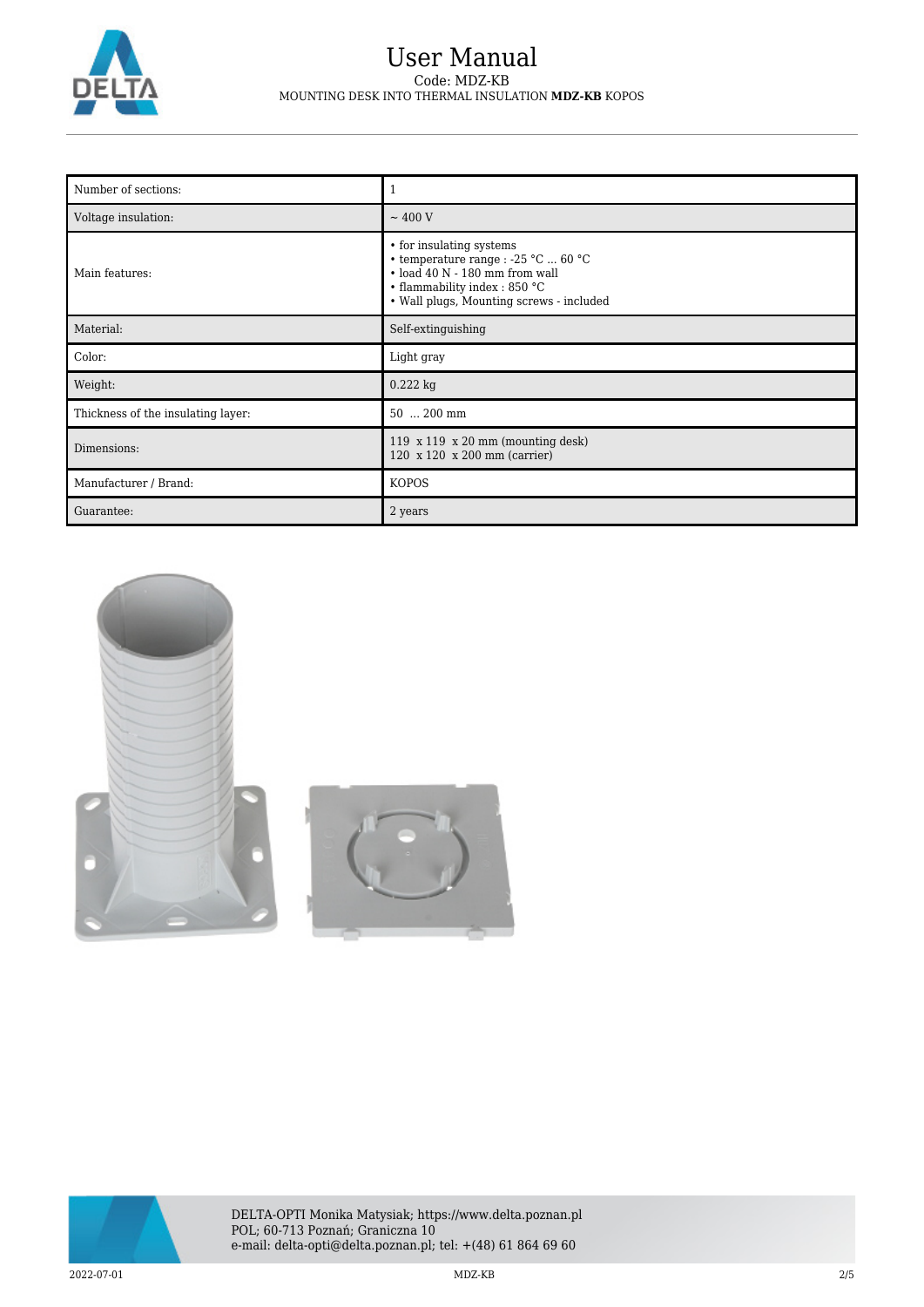# User Manual

Code: MDZ-KB

MOUNTING DESK INTO THERMAL INSULATION **MDZ-KB** KOPOS

| Number of sections: | 1 |
|---|---|
| Voltage insulation: | ~ 400 V |
| Main features: | • for insulating systems<br>• temperature range : -25 °C ... 60 °C<br>• load 40 N - 180 mm from wall<br>• flammability index : 850 °C<br>• Wall plugs, Mounting screws - included |
| Material: | Self-extinguishing |
| Color: | Light gray |
| Weight: | 0.222 kg |
| Thickness of the insulating layer: | 50 ... 200 mm |
| Dimensions: | 119 x 119 x 20 mm (mounting desk)<br>120 x 120 x 200 mm (carrier) |
| Manufacturer / Brand: | KOPOS |
| Guarantee: | 2 years |

DELTA-OPTI Monika Matysiak; https://www.delta.poznan.pl
POL; 60-713 Poznań; Graniczna 10
e-mail: delta-opti@delta.poznan.pl; tel: +(48) 61 864 69 60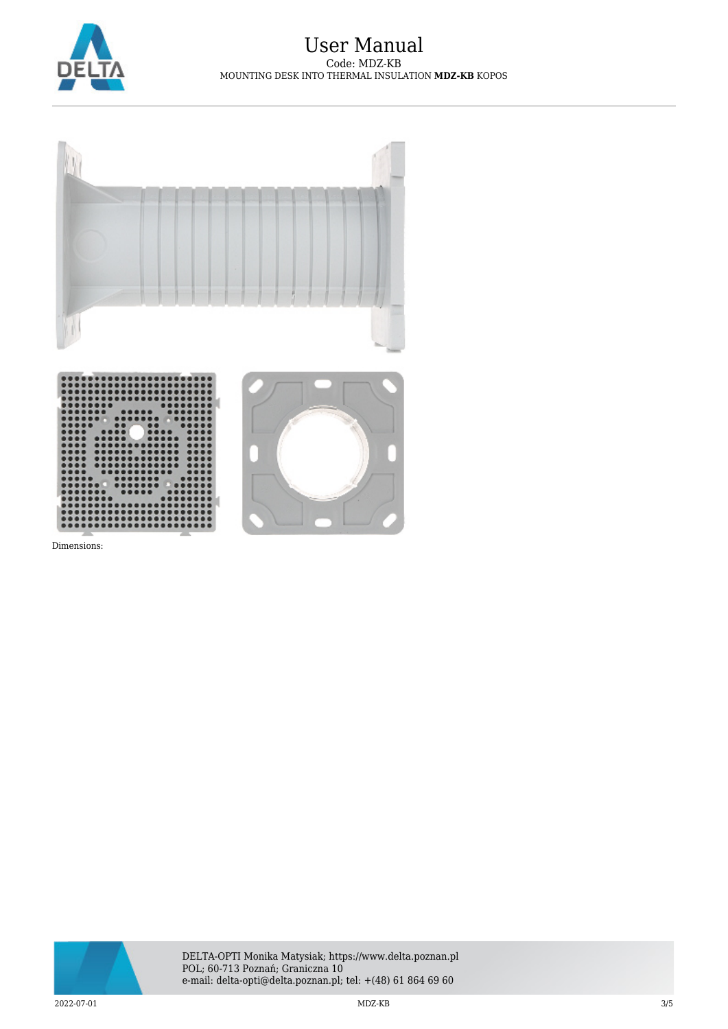Dimensions: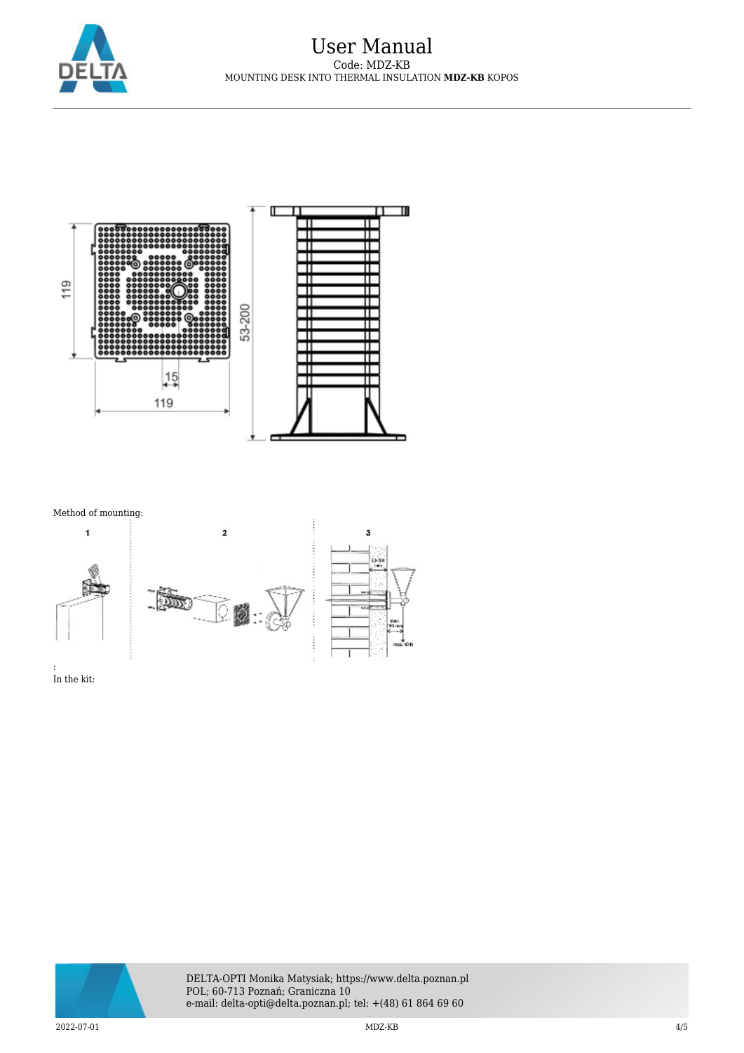Method of mounting:

:
In the kit: